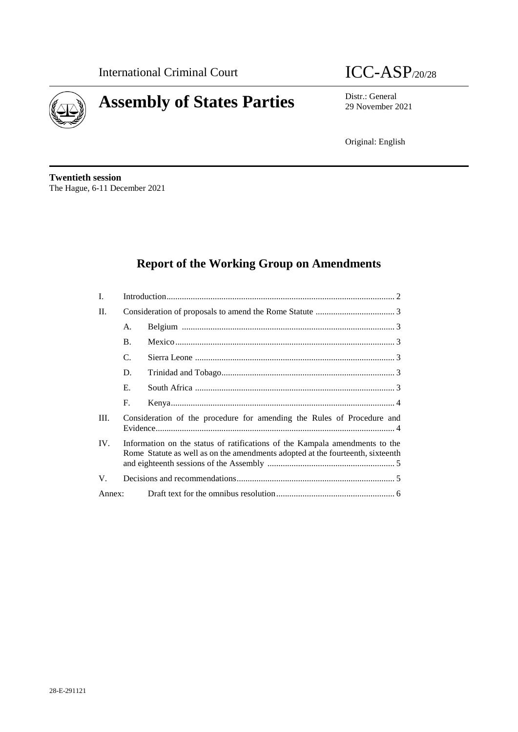International Criminal Court

# Assembly of States Parties

ICC-ASP/20/28

Distr.: General
29 November 2021

Original: English

**Twentieth session**
The Hague, 6-11 December 2021

## Report of the Working Group on Amendments

| | | | |
|---|---|---|---|
| I. | Introduction | | 2 |
| II. | Consideration of proposals to amend the Rome Statute | | 3 |
| | A. | Belgium | 3 |
| | B. | Mexico | 3 |
| | C. | Sierra Leone | 3 |
| | D. | Trinidad and Tobago | 3 |
| | E. | South Africa | 3 |
| | F. | Kenya | 4 |
| III. | Consideration of the procedure for amending the Rules of Procedure and Evidence | | 4 |
| IV. | Information on the status of ratifications of the Kampala amendments to the Rome Statute as well as on the amendments adopted at the fourteenth, sixteenth and eighteenth sessions of the Assembly | | 5 |
| V. | Decisions and recommendations | | 5 |
| Annex: | Draft text for the omnibus resolution | | 6 |

28-E-291121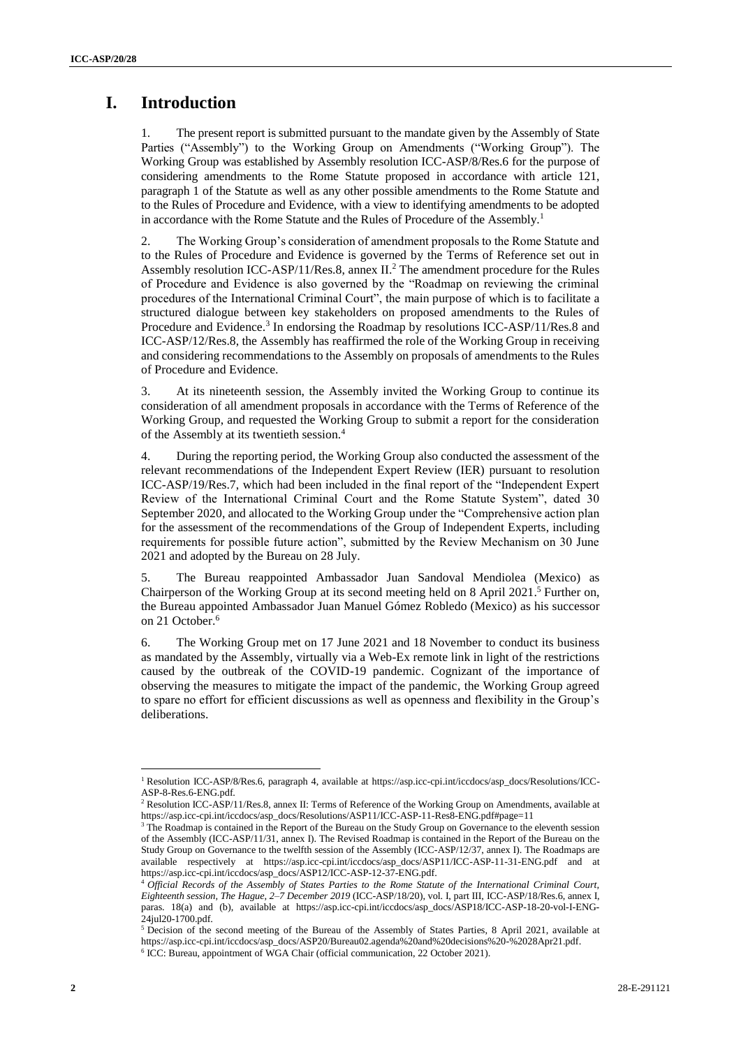# I. Introduction

1. The present report is submitted pursuant to the mandate given by the Assembly of State Parties ("Assembly") to the Working Group on Amendments ("Working Group"). The Working Group was established by Assembly resolution ICC-ASP/8/Res.6 for the purpose of considering amendments to the Rome Statute proposed in accordance with article 121, paragraph 1 of the Statute as well as any other possible amendments to the Rome Statute and to the Rules of Procedure and Evidence, with a view to identifying amendments to be adopted in accordance with the Rome Statute and the Rules of Procedure of the Assembly.[1]

2. The Working Group's consideration of amendment proposals to the Rome Statute and to the Rules of Procedure and Evidence is governed by the Terms of Reference set out in Assembly resolution ICC-ASP/11/Res.8, annex II.[2] The amendment procedure for the Rules of Procedure and Evidence is also governed by the "Roadmap on reviewing the criminal procedures of the International Criminal Court", the main purpose of which is to facilitate a structured dialogue between key stakeholders on proposed amendments to the Rules of Procedure and Evidence.[3] In endorsing the Roadmap by resolutions ICC-ASP/11/Res.8 and ICC-ASP/12/Res.8, the Assembly has reaffirmed the role of the Working Group in receiving and considering recommendations to the Assembly on proposals of amendments to the Rules of Procedure and Evidence.

3. At its nineteenth session, the Assembly invited the Working Group to continue its consideration of all amendment proposals in accordance with the Terms of Reference of the Working Group, and requested the Working Group to submit a report for the consideration of the Assembly at its twentieth session.[4]

4. During the reporting period, the Working Group also conducted the assessment of the relevant recommendations of the Independent Expert Review (IER) pursuant to resolution ICC-ASP/19/Res.7, which had been included in the final report of the "Independent Expert Review of the International Criminal Court and the Rome Statute System", dated 30 September 2020, and allocated to the Working Group under the "Comprehensive action plan for the assessment of the recommendations of the Group of Independent Experts, including requirements for possible future action", submitted by the Review Mechanism on 30 June 2021 and adopted by the Bureau on 28 July.

5. The Bureau reappointed Ambassador Juan Sandoval Mendiolea (Mexico) as Chairperson of the Working Group at its second meeting held on 8 April 2021.[5] Further on, the Bureau appointed Ambassador Juan Manuel Gómez Robledo (Mexico) as his successor on 21 October.[6]

6. The Working Group met on 17 June 2021 and 18 November to conduct its business as mandated by the Assembly, virtually via a Web-Ex remote link in light of the restrictions caused by the outbreak of the COVID-19 pandemic. Cognizant of the importance of observing the measures to mitigate the impact of the pandemic, the Working Group agreed to spare no effort for efficient discussions as well as openness and flexibility in the Group's deliberations.

---

[1] Resolution ICC-ASP/8/Res.6, paragraph 4, available at https://asp.icc-cpi.int/iccdocs/asp_docs/Resolutions/ICC-ASP-8-Res.6-ENG.pdf.

[2] Resolution ICC-ASP/11/Res.8, annex II: Terms of Reference of the Working Group on Amendments, available at https://asp.icc-cpi.int/iccdocs/asp_docs/Resolutions/ASP11/ICC-ASP-11-Res8-ENG.pdf#page=11

[3] The Roadmap is contained in the Report of the Bureau on the Study Group on Governance to the eleventh session of the Assembly (ICC-ASP/11/31, annex I). The Revised Roadmap is contained in the Report of the Bureau on the Study Group on Governance to the twelfth session of the Assembly (ICC-ASP/12/37, annex I). The Roadmaps are available respectively at https://asp.icc-cpi.int/iccdocs/asp_docs/ASP11/ICC-ASP-11-31-ENG.pdf and at https://asp.icc-cpi.int/iccdocs/asp_docs/ASP12/ICC-ASP-12-37-ENG.pdf.

[4] *Official Records of the Assembly of States Parties to the Rome Statute of the International Criminal Court, Eighteenth session, The Hague, 2–7 December 2019* (ICC-ASP/18/20), vol. I, part III, ICC-ASP/18/Res.6, annex I, paras. 18(a) and (b), available at https://asp.icc-cpi.int/iccdocs/asp_docs/ASP18/ICC-ASP-18-20-vol-I-ENG-24jul20-1700.pdf.

[5] Decision of the second meeting of the Bureau of the Assembly of States Parties, 8 April 2021, available at https://asp.icc-cpi.int/iccdocs/asp_docs/ASP20/Bureau02.agenda%20and%20decisions%20-%2028Apr21.pdf.

[6] ICC: Bureau, appointment of WGA Chair (official communication, 22 October 2021).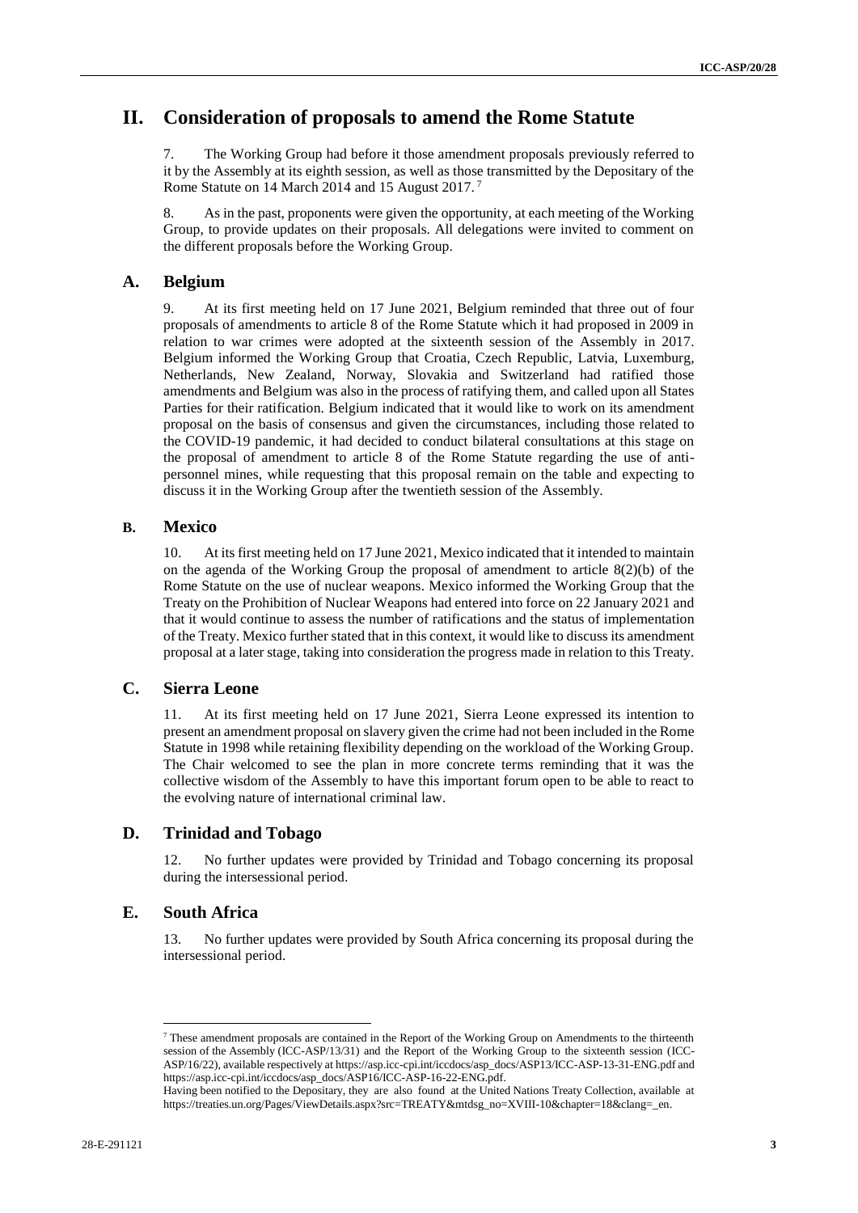# II. Consideration of proposals to amend the Rome Statute

7. The Working Group had before it those amendment proposals previously referred to it by the Assembly at its eighth session, as well as those transmitted by the Depositary of the Rome Statute on 14 March 2014 and 15 August 2017.[7]

8. As in the past, proponents were given the opportunity, at each meeting of the Working Group, to provide updates on their proposals. All delegations were invited to comment on the different proposals before the Working Group.

## A. Belgium

9. At its first meeting held on 17 June 2021, Belgium reminded that three out of four proposals of amendments to article 8 of the Rome Statute which it had proposed in 2009 in relation to war crimes were adopted at the sixteenth session of the Assembly in 2017. Belgium informed the Working Group that Croatia, Czech Republic, Latvia, Luxemburg, Netherlands, New Zealand, Norway, Slovakia and Switzerland had ratified those amendments and Belgium was also in the process of ratifying them, and called upon all States Parties for their ratification. Belgium indicated that it would like to work on its amendment proposal on the basis of consensus and given the circumstances, including those related to the COVID-19 pandemic, it had decided to conduct bilateral consultations at this stage on the proposal of amendment to article 8 of the Rome Statute regarding the use of anti-personnel mines, while requesting that this proposal remain on the table and expecting to discuss it in the Working Group after the twentieth session of the Assembly.

## B. Mexico

10. At its first meeting held on 17 June 2021, Mexico indicated that it intended to maintain on the agenda of the Working Group the proposal of amendment to article 8(2)(b) of the Rome Statute on the use of nuclear weapons. Mexico informed the Working Group that the Treaty on the Prohibition of Nuclear Weapons had entered into force on 22 January 2021 and that it would continue to assess the number of ratifications and the status of implementation of the Treaty. Mexico further stated that in this context, it would like to discuss its amendment proposal at a later stage, taking into consideration the progress made in relation to this Treaty.

## C. Sierra Leone

11. At its first meeting held on 17 June 2021, Sierra Leone expressed its intention to present an amendment proposal on slavery given the crime had not been included in the Rome Statute in 1998 while retaining flexibility depending on the workload of the Working Group. The Chair welcomed to see the plan in more concrete terms reminding that it was the collective wisdom of the Assembly to have this important forum open to be able to react to the evolving nature of international criminal law.

## D. Trinidad and Tobago

12. No further updates were provided by Trinidad and Tobago concerning its proposal during the intersessional period.

## E. South Africa

13. No further updates were provided by South Africa concerning its proposal during the intersessional period.

---

[7] These amendment proposals are contained in the Report of the Working Group on Amendments to the thirteenth session of the Assembly (ICC-ASP/13/31) and the Report of the Working Group to the sixteenth session (ICC-ASP/16/22), available respectively at https://asp.icc-cpi.int/iccdocs/asp_docs/ASP13/ICC-ASP-13-31-ENG.pdf and https://asp.icc-cpi.int/iccdocs/asp_docs/ASP16/ICC-ASP-16-22-ENG.pdf.
Having been notified to the Depositary, they are also found at the United Nations Treaty Collection, available at https://treaties.un.org/Pages/ViewDetails.aspx?src=TREATY&mtdsg_no=XVIII-10&chapter=18&clang=_en.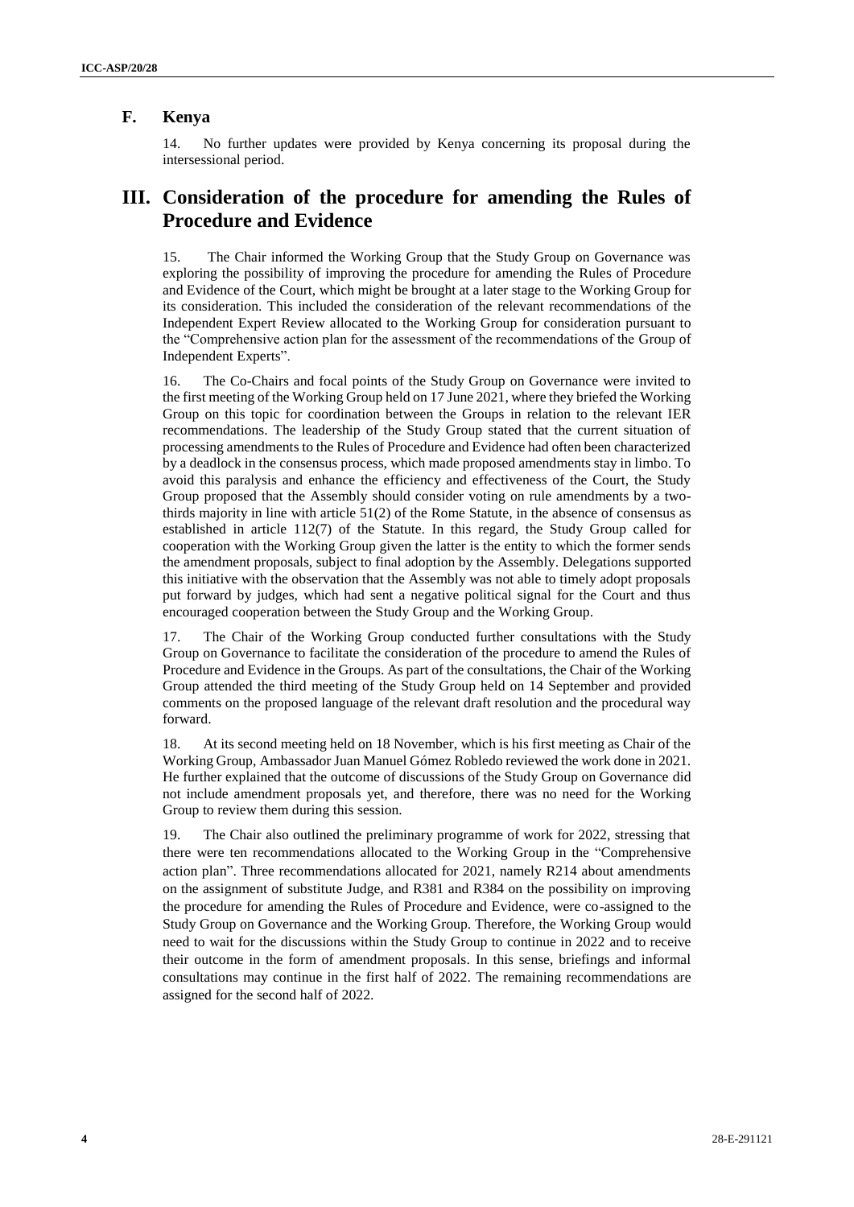## F. Kenya

14. No further updates were provided by Kenya concerning its proposal during the intersessional period.

# III. Consideration of the procedure for amending the Rules of Procedure and Evidence

15. The Chair informed the Working Group that the Study Group on Governance was exploring the possibility of improving the procedure for amending the Rules of Procedure and Evidence of the Court, which might be brought at a later stage to the Working Group for its consideration. This included the consideration of the relevant recommendations of the Independent Expert Review allocated to the Working Group for consideration pursuant to the "Comprehensive action plan for the assessment of the recommendations of the Group of Independent Experts".

16. The Co-Chairs and focal points of the Study Group on Governance were invited to the first meeting of the Working Group held on 17 June 2021, where they briefed the Working Group on this topic for coordination between the Groups in relation to the relevant IER recommendations. The leadership of the Study Group stated that the current situation of processing amendments to the Rules of Procedure and Evidence had often been characterized by a deadlock in the consensus process, which made proposed amendments stay in limbo. To avoid this paralysis and enhance the efficiency and effectiveness of the Court, the Study Group proposed that the Assembly should consider voting on rule amendments by a two-thirds majority in line with article 51(2) of the Rome Statute, in the absence of consensus as established in article 112(7) of the Statute. In this regard, the Study Group called for cooperation with the Working Group given the latter is the entity to which the former sends the amendment proposals, subject to final adoption by the Assembly. Delegations supported this initiative with the observation that the Assembly was not able to timely adopt proposals put forward by judges, which had sent a negative political signal for the Court and thus encouraged cooperation between the Study Group and the Working Group.

17. The Chair of the Working Group conducted further consultations with the Study Group on Governance to facilitate the consideration of the procedure to amend the Rules of Procedure and Evidence in the Groups. As part of the consultations, the Chair of the Working Group attended the third meeting of the Study Group held on 14 September and provided comments on the proposed language of the relevant draft resolution and the procedural way forward.

18. At its second meeting held on 18 November, which is his first meeting as Chair of the Working Group, Ambassador Juan Manuel Gómez Robledo reviewed the work done in 2021. He further explained that the outcome of discussions of the Study Group on Governance did not include amendment proposals yet, and therefore, there was no need for the Working Group to review them during this session.

19. The Chair also outlined the preliminary programme of work for 2022, stressing that there were ten recommendations allocated to the Working Group in the "Comprehensive action plan". Three recommendations allocated for 2021, namely R214 about amendments on the assignment of substitute Judge, and R381 and R384 on the possibility on improving the procedure for amending the Rules of Procedure and Evidence, were co-assigned to the Study Group on Governance and the Working Group. Therefore, the Working Group would need to wait for the discussions within the Study Group to continue in 2022 and to receive their outcome in the form of amendment proposals. In this sense, briefings and informal consultations may continue in the first half of 2022. The remaining recommendations are assigned for the second half of 2022.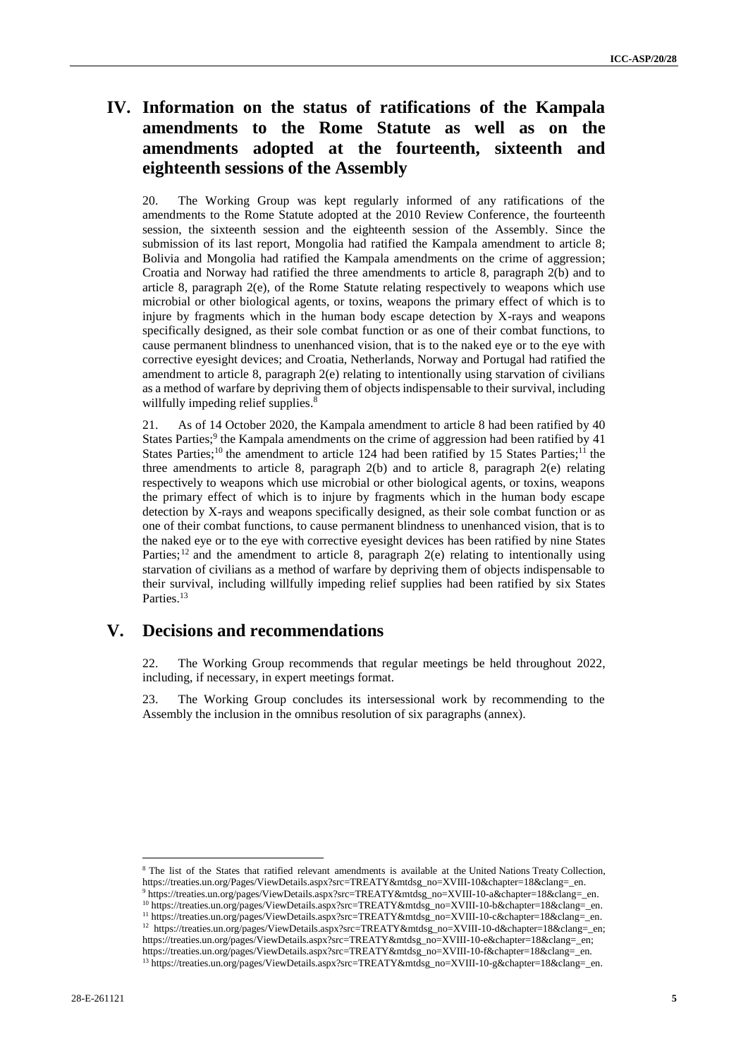## IV. Information on the status of ratifications of the Kampala amendments to the Rome Statute as well as on the amendments adopted at the fourteenth, sixteenth and eighteenth sessions of the Assembly

20. The Working Group was kept regularly informed of any ratifications of the amendments to the Rome Statute adopted at the 2010 Review Conference, the fourteenth session, the sixteenth session and the eighteenth session of the Assembly. Since the submission of its last report, Mongolia had ratified the Kampala amendment to article 8; Bolivia and Mongolia had ratified the Kampala amendments on the crime of aggression; Croatia and Norway had ratified the three amendments to article 8, paragraph 2(b) and to article 8, paragraph 2(e), of the Rome Statute relating respectively to weapons which use microbial or other biological agents, or toxins, weapons the primary effect of which is to injure by fragments which in the human body escape detection by X-rays and weapons specifically designed, as their sole combat function or as one of their combat functions, to cause permanent blindness to unenhanced vision, that is to the naked eye or to the eye with corrective eyesight devices; and Croatia, Netherlands, Norway and Portugal had ratified the amendment to article 8, paragraph 2(e) relating to intentionally using starvation of civilians as a method of warfare by depriving them of objects indispensable to their survival, including willfully impeding relief supplies.[8]

21. As of 14 October 2020, the Kampala amendment to article 8 had been ratified by 40 States Parties;[9] the Kampala amendments on the crime of aggression had been ratified by 41 States Parties;[10] the amendment to article 124 had been ratified by 15 States Parties;[11] the three amendments to article 8, paragraph 2(b) and to article 8, paragraph 2(e) relating respectively to weapons which use microbial or other biological agents, or toxins, weapons the primary effect of which is to injure by fragments which in the human body escape detection by X-rays and weapons specifically designed, as their sole combat function or as one of their combat functions, to cause permanent blindness to unenhanced vision, that is to the naked eye or to the eye with corrective eyesight devices has been ratified by nine States Parties;[12] and the amendment to article 8, paragraph 2(e) relating to intentionally using starvation of civilians as a method of warfare by depriving them of objects indispensable to their survival, including willfully impeding relief supplies had been ratified by six States Parties.[13]

## V. Decisions and recommendations

22. The Working Group recommends that regular meetings be held throughout 2022, including, if necessary, in expert meetings format.

23. The Working Group concludes its intersessional work by recommending to the Assembly the inclusion in the omnibus resolution of six paragraphs (annex).

---

[8] The list of the States that ratified relevant amendments is available at the United Nations Treaty Collection, https://treaties.un.org/Pages/ViewDetails.aspx?src=TREATY&mtdsg_no=XVIII-10&chapter=18&clang=_en.

[9] https://treaties.un.org/pages/ViewDetails.aspx?src=TREATY&mtdsg_no=XVIII-10-a&chapter=18&clang=_en.

[10] https://treaties.un.org/pages/ViewDetails.aspx?src=TREATY&mtdsg_no=XVIII-10-b&chapter=18&clang=_en.

[11] https://treaties.un.org/pages/ViewDetails.aspx?src=TREATY&mtdsg_no=XVIII-10-c&chapter=18&clang=_en.

[12] https://treaties.un.org/pages/ViewDetails.aspx?src=TREATY&mtdsg_no=XVIII-10-d&chapter=18&clang=_en; https://treaties.un.org/pages/ViewDetails.aspx?src=TREATY&mtdsg_no=XVIII-10-e&chapter=18&clang=_en; https://treaties.un.org/pages/ViewDetails.aspx?src=TREATY&mtdsg_no=XVIII-10-f&chapter=18&clang=_en.

[13] https://treaties.un.org/pages/ViewDetails.aspx?src=TREATY&mtdsg_no=XVIII-10-g&chapter=18&clang=_en.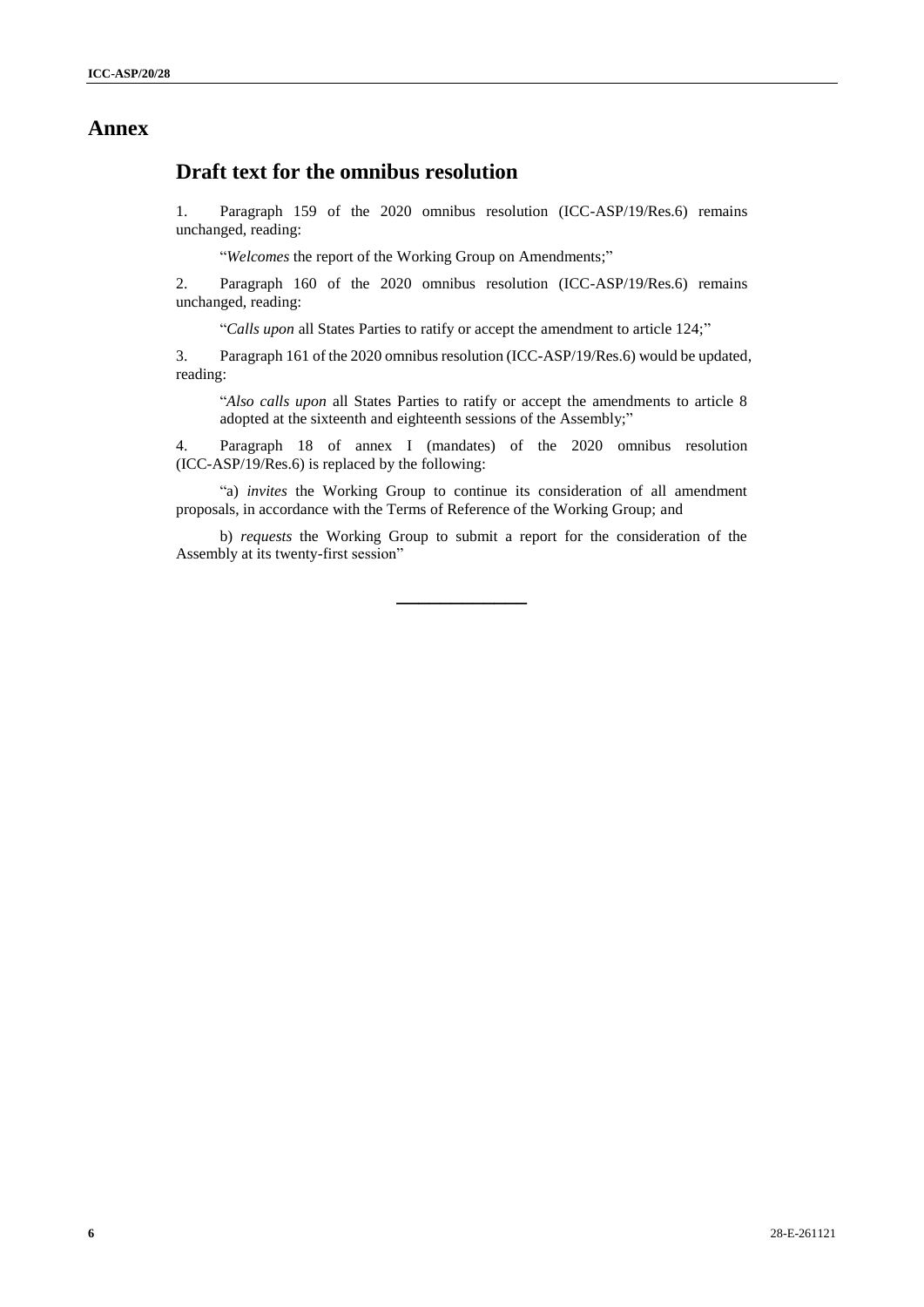# Annex

## Draft text for the omnibus resolution

1. Paragraph 159 of the 2020 omnibus resolution (ICC-ASP/19/Res.6) remains unchanged, reading:

   "*Welcomes* the report of the Working Group on Amendments;"

2. Paragraph 160 of the 2020 omnibus resolution (ICC-ASP/19/Res.6) remains unchanged, reading:

   "*Calls upon* all States Parties to ratify or accept the amendment to article 124;"

3. Paragraph 161 of the 2020 omnibus resolution (ICC-ASP/19/Res.6) would be updated, reading:

   "*Also calls upon* all States Parties to ratify or accept the amendments to article 8 adopted at the sixteenth and eighteenth sessions of the Assembly;"

4. Paragraph 18 of annex I (mandates) of the 2020 omnibus resolution (ICC-ASP/19/Res.6) is replaced by the following:

   "a) *invites* the Working Group to continue its consideration of all amendment proposals, in accordance with the Terms of Reference of the Working Group; and

   b) *requests* the Working Group to submit a report for the consideration of the Assembly at its twenty-first session"

---